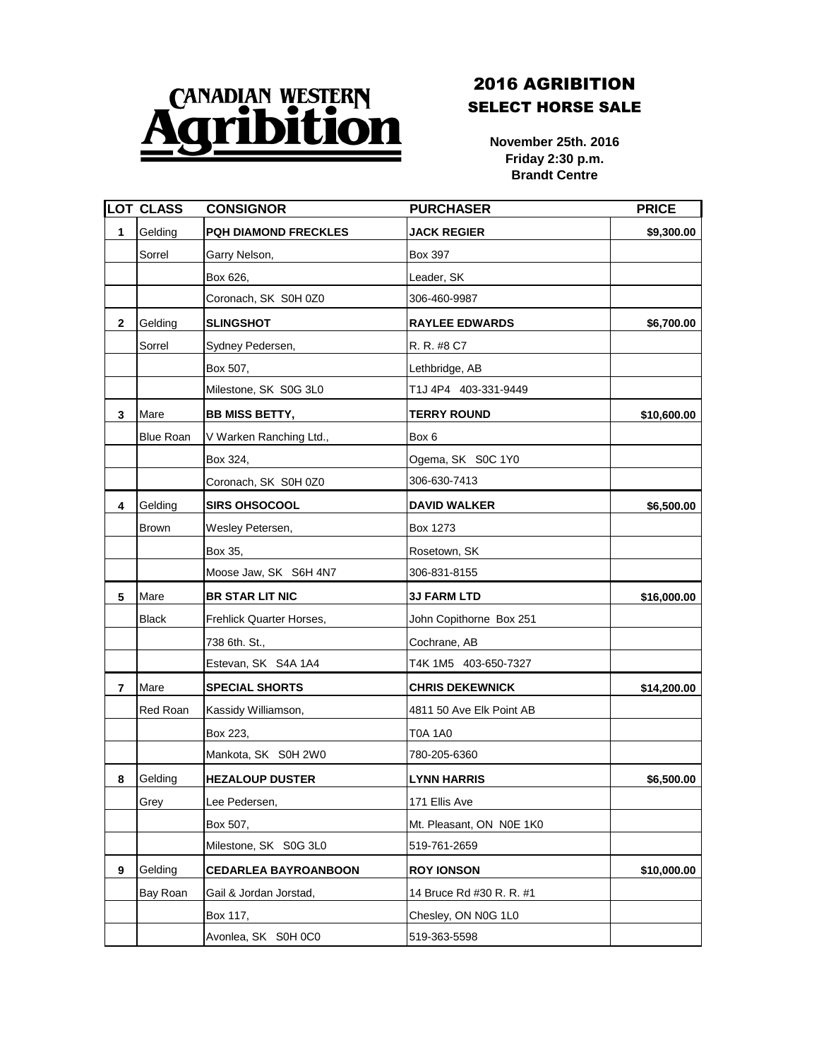# CANADIAN WESTERN Agribition

## 2016 AGRIBITION
## SELECT HORSE SALE

**November 25th. 2016**
**Friday 2:30 p.m.**
**Brandt Centre**

| LOT | CLASS | CONSIGNOR | PURCHASER | PRICE |
|---|---|---|---|---|
| **1** | Gelding | **PQH DIAMOND FRECKLES** | **JACK REGIER** | **$9,300.00** |
| | Sorrel | Garry Nelson, | Box 397 | |
| | | Box 626, | Leader, SK | |
| | | Coronach, SK S0H 0Z0 | 306-460-9987 | |
| **2** | Gelding | **SLINGSHOT** | **RAYLEE EDWARDS** | **$6,700.00** |
| | Sorrel | Sydney Pedersen, | R. R. #8 C7 | |
| | | Box 507, | Lethbridge, AB | |
| | | Milestone, SK S0G 3L0 | T1J 4P4 403-331-9449 | |
| **3** | Mare | **BB MISS BETTY,** | **TERRY ROUND** | **$10,600.00** |
| | Blue Roan | V Warken Ranching Ltd., | Box 6 | |
| | | Box 324, | Ogema, SK S0C 1Y0 | |
| | | Coronach, SK S0H 0Z0 | 306-630-7413 | |
| **4** | Gelding | **SIRS OHSOCOOL** | **DAVID WALKER** | **$6,500.00** |
| | Brown | Wesley Petersen, | Box 1273 | |
| | | Box 35, | Rosetown, SK | |
| | | Moose Jaw, SK S6H 4N7 | 306-831-8155 | |
| **5** | Mare | **BR STAR LIT NIC** | **3J FARM LTD** | **$16,000.00** |
| | Black | Frehlick Quarter Horses, | John Copithorne Box 251 | |
| | | 738 6th. St., | Cochrane, AB | |
| | | Estevan, SK S4A 1A4 | T4K 1M5 403-650-7327 | |
| **7** | Mare | **SPECIAL SHORTS** | **CHRIS DEKEWNICK** | **$14,200.00** |
| | Red Roan | Kassidy Williamson, | 4811 50 Ave Elk Point AB | |
| | | Box 223, | T0A 1A0 | |
| | | Mankota, SK S0H 2W0 | 780-205-6360 | |
| **8** | Gelding | **HEZALOUP DUSTER** | **LYNN HARRIS** | **$6,500.00** |
| | Grey | Lee Pedersen, | 171 Ellis Ave | |
| | | Box 507, | Mt. Pleasant, ON N0E 1K0 | |
| | | Milestone, SK S0G 3L0 | 519-761-2659 | |
| **9** | Gelding | **CEDARLEA BAYROANBOON** | **ROY IONSON** | **$10,000.00** |
| | Bay Roan | Gail & Jordan Jorstad, | 14 Bruce Rd #30 R. R. #1 | |
| | | Box 117, | Chesley, ON N0G 1L0 | |
| | | Avonlea, SK S0H 0C0 | 519-363-5598 | |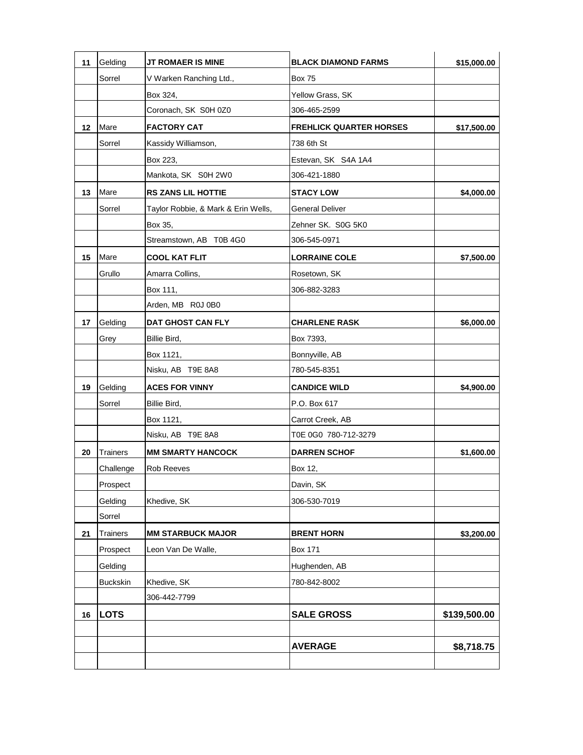| | | | | |
|---|---|---|---|---|
| 11 | Gelding | **JT ROMAER IS MINE** | **BLACK DIAMOND FARMS** | **$15,000.00** |
| | Sorrel | V Warken Ranching Ltd., | Box 75 | |
| | | Box 324, | Yellow Grass, SK | |
| | | Coronach, SK S0H 0Z0 | 306-465-2599 | |
| 12 | Mare | **FACTORY CAT** | **FREHLICK QUARTER HORSES** | **$17,500.00** |
| | Sorrel | Kassidy Williamson, | 738 6th St | |
| | | Box 223, | Estevan, SK S4A 1A4 | |
| | | Mankota, SK S0H 2W0 | 306-421-1880 | |
| 13 | Mare | **RS ZANS LIL HOTTIE** | **STACY LOW** | **$4,000.00** |
| | Sorrel | Taylor Robbie, & Mark & Erin Wells, | General Deliver | |
| | | Box 35, | Zehner SK. S0G 5K0 | |
| | | Streamstown, AB T0B 4G0 | 306-545-0971 | |
| 15 | Mare | **COOL KAT FLIT** | **LORRAINE COLE** | **$7,500.00** |
| | Grullo | Amarra Collins, | Rosetown, SK | |
| | | Box 111, | 306-882-3283 | |
| | | Arden, MB R0J 0B0 | | |
| 17 | Gelding | **DAT GHOST CAN FLY** | **CHARLENE RASK** | **$6,000.00** |
| | Grey | Billie Bird, | Box 7393, | |
| | | Box 1121, | Bonnyville, AB | |
| | | Nisku, AB T9E 8A8 | 780-545-8351 | |
| 19 | Gelding | **ACES FOR VINNY** | **CANDICE WILD** | **$4,900.00** |
| | Sorrel | Billie Bird, | P.O. Box 617 | |
| | | Box 1121, | Carrot Creek, AB | |
| | | Nisku, AB T9E 8A8 | T0E 0G0 780-712-3279 | |
| 20 | Trainers | **MM SMARTY HANCOCK** | **DARREN SCHOF** | **$1,600.00** |
| | Challenge | Rob Reeves | Box 12, | |
| | Prospect | | Davin, SK | |
| | Gelding | Khedive, SK | 306-530-7019 | |
| | Sorrel | | | |
| 21 | Trainers | **MM STARBUCK MAJOR** | **BRENT HORN** | **$3,200.00** |
| | Prospect | Leon Van De Walle, | Box 171 | |
| | Gelding | | Hughenden, AB | |
| | Buckskin | Khedive, SK | 780-842-8002 | |
| | | 306-442-7799 | | |
| 16 | **LOTS** | | **SALE GROSS** | **$139,500.00** |
| | | | | |
| | | | **AVERAGE** | **$8,718.75** |
| | | | | |